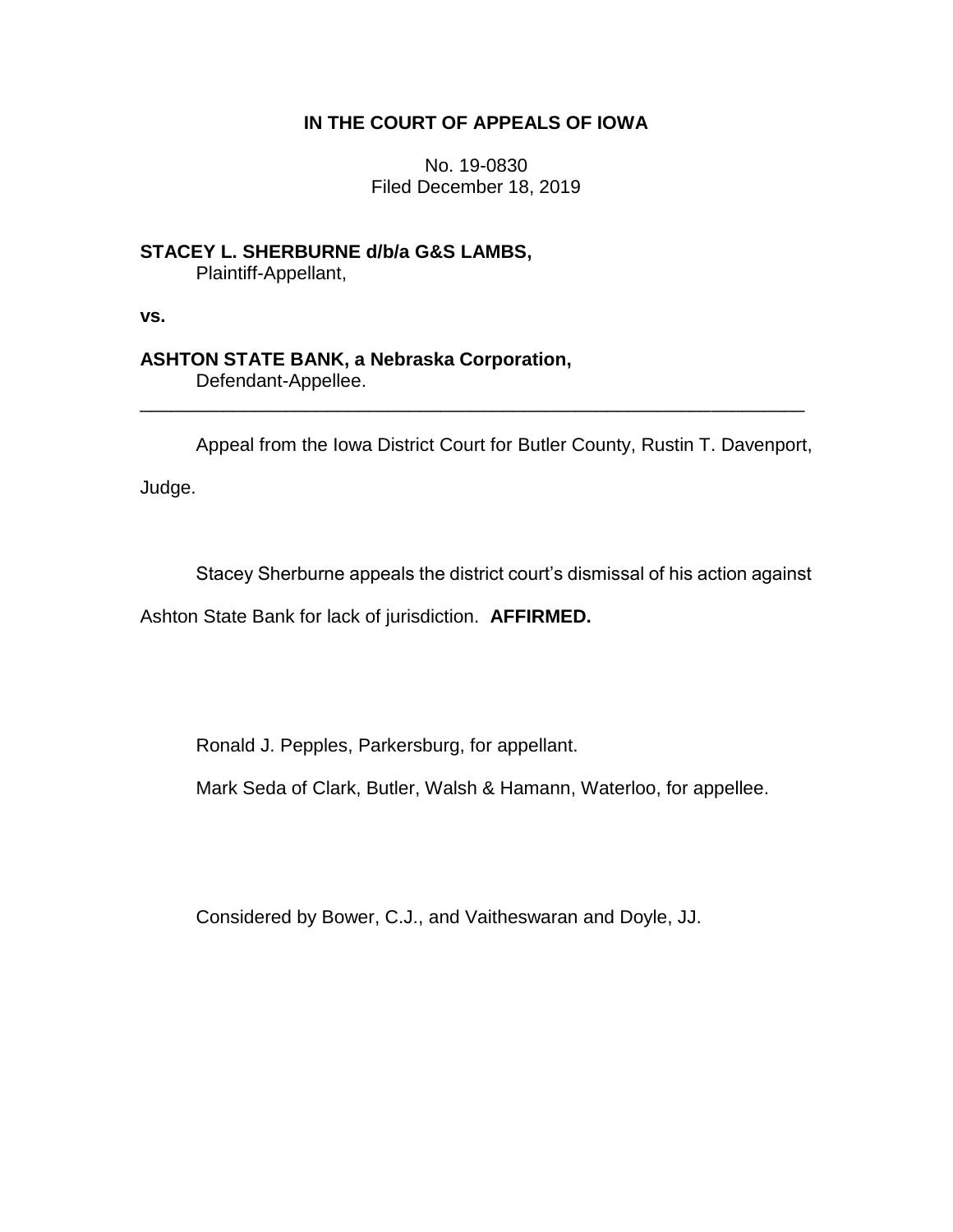# IN THE COURT OF APPEALS OF IOWA

No. 19-0830
Filed December 18, 2019

**STACEY L. SHERBURNE d/b/a G&S LAMBS,**
Plaintiff-Appellant,

**vs.**

**ASHTON STATE BANK, a Nebraska Corporation,**
Defendant-Appellee.

---

Appeal from the Iowa District Court for Butler County, Rustin T. Davenport, Judge.

Stacey Sherburne appeals the district court's dismissal of his action against Ashton State Bank for lack of jurisdiction. **AFFIRMED.**

Ronald J. Pepples, Parkersburg, for appellant.

Mark Seda of Clark, Butler, Walsh & Hamann, Waterloo, for appellee.

Considered by Bower, C.J., and Vaitheswaran and Doyle, JJ.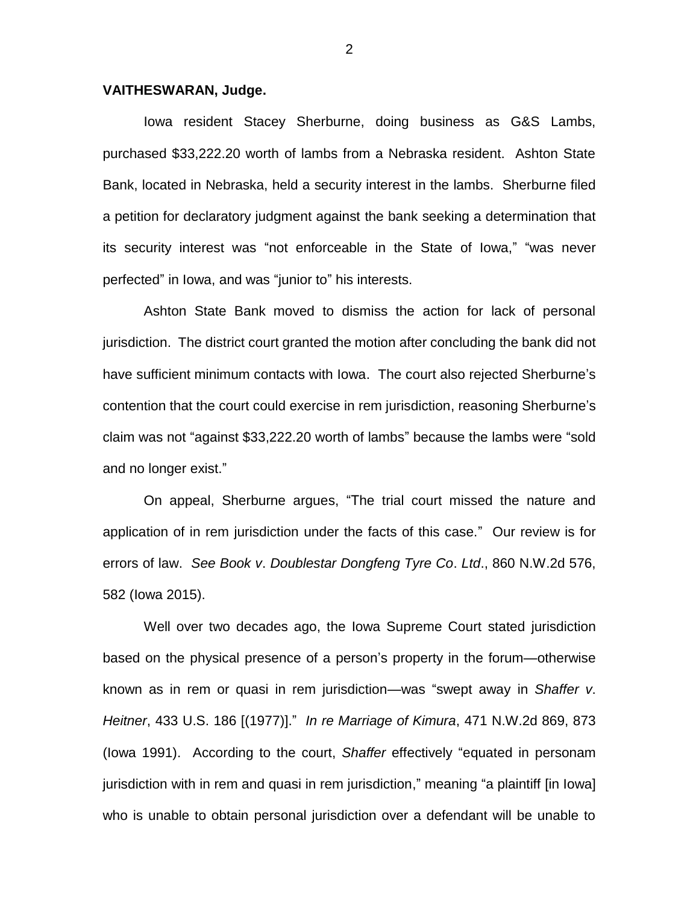**VAITHESWARAN, Judge.**

Iowa resident Stacey Sherburne, doing business as G&S Lambs, purchased $33,222.20 worth of lambs from a Nebraska resident. Ashton State Bank, located in Nebraska, held a security interest in the lambs. Sherburne filed a petition for declaratory judgment against the bank seeking a determination that its security interest was "not enforceable in the State of Iowa," "was never perfected" in Iowa, and was "junior to" his interests.

Ashton State Bank moved to dismiss the action for lack of personal jurisdiction. The district court granted the motion after concluding the bank did not have sufficient minimum contacts with Iowa. The court also rejected Sherburne's contention that the court could exercise in rem jurisdiction, reasoning Sherburne's claim was not "against $33,222.20 worth of lambs" because the lambs were "sold and no longer exist."

On appeal, Sherburne argues, "The trial court missed the nature and application of in rem jurisdiction under the facts of this case." Our review is for errors of law. *See Book v. Doublestar Dongfeng Tyre Co. Ltd.*, 860 N.W.2d 576, 582 (Iowa 2015).

Well over two decades ago, the Iowa Supreme Court stated jurisdiction based on the physical presence of a person's property in the forum—otherwise known as in rem or quasi in rem jurisdiction—was "swept away in *Shaffer v. Heitner*, 433 U.S. 186 [(1977)]." *In re Marriage of Kimura*, 471 N.W.2d 869, 873 (Iowa 1991). According to the court, *Shaffer* effectively "equated in personam jurisdiction with in rem and quasi in rem jurisdiction," meaning "a plaintiff [in Iowa] who is unable to obtain personal jurisdiction over a defendant will be unable to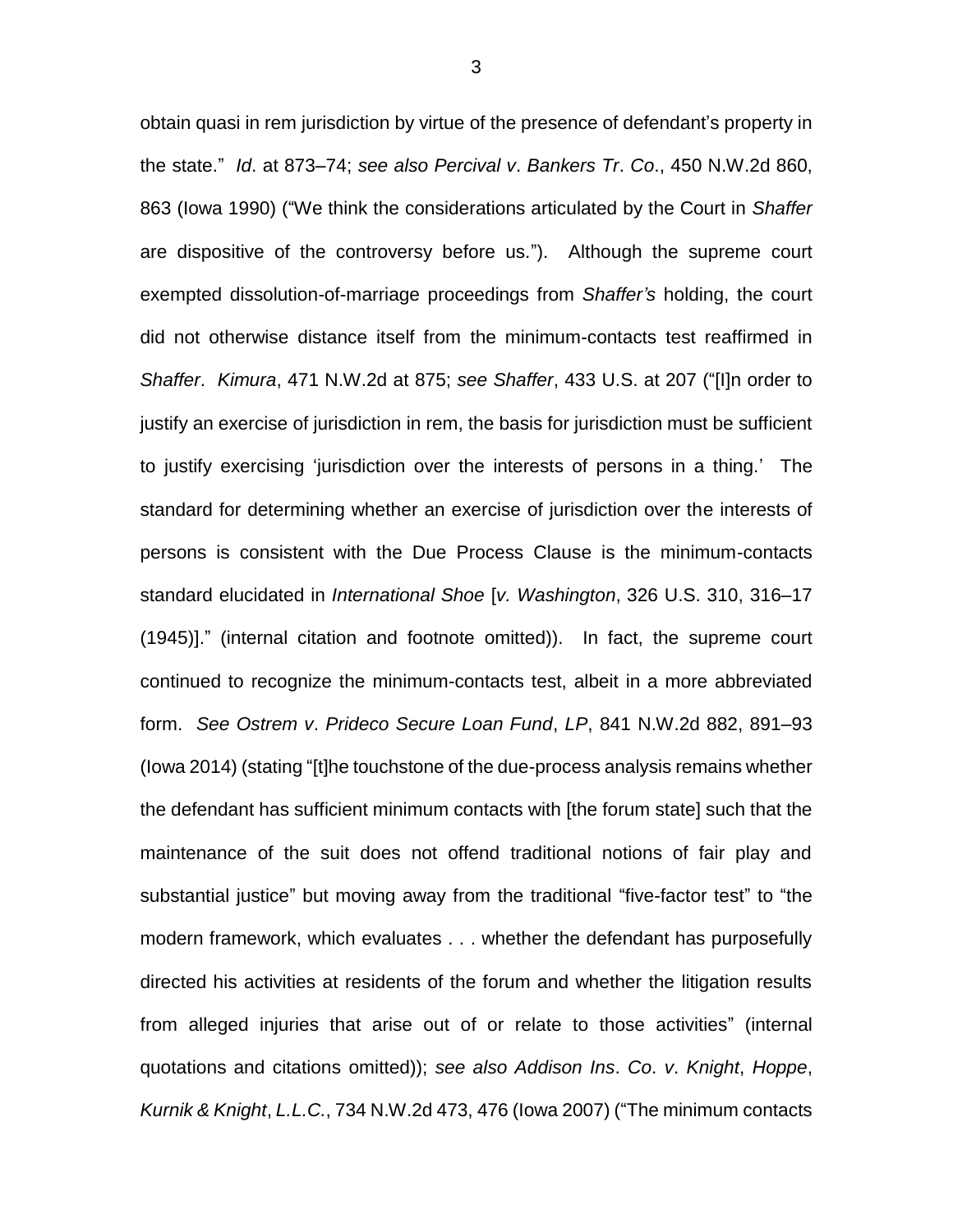obtain quasi in rem jurisdiction by virtue of the presence of defendant's property in the state." *Id*. at 873–74; *see also Percival v*. *Bankers Tr*. *Co*., 450 N.W.2d 860, 863 (Iowa 1990) ("We think the considerations articulated by the Court in *Shaffer* are dispositive of the controversy before us."). Although the supreme court exempted dissolution-of-marriage proceedings from *Shaffer's* holding, the court did not otherwise distance itself from the minimum-contacts test reaffirmed in *Shaffer*. *Kimura*, 471 N.W.2d at 875; *see Shaffer*, 433 U.S. at 207 ("[I]n order to justify an exercise of jurisdiction in rem, the basis for jurisdiction must be sufficient to justify exercising 'jurisdiction over the interests of persons in a thing.' The standard for determining whether an exercise of jurisdiction over the interests of persons is consistent with the Due Process Clause is the minimum-contacts standard elucidated in *International Shoe* [*v. Washington*, 326 U.S. 310, 316–17 (1945)]." (internal citation and footnote omitted)). In fact, the supreme court continued to recognize the minimum-contacts test, albeit in a more abbreviated form. *See Ostrem v*. *Prideco Secure Loan Fund*, *LP*, 841 N.W.2d 882, 891–93 (Iowa 2014) (stating "[t]he touchstone of the due-process analysis remains whether the defendant has sufficient minimum contacts with [the forum state] such that the maintenance of the suit does not offend traditional notions of fair play and substantial justice" but moving away from the traditional "five-factor test" to "the modern framework, which evaluates . . . whether the defendant has purposefully directed his activities at residents of the forum and whether the litigation results from alleged injuries that arise out of or relate to those activities" (internal quotations and citations omitted)); *see also Addison Ins*. *Co*. *v*. *Knight*, *Hoppe*, *Kurnik & Knight*, *L.L.C.*, 734 N.W.2d 473, 476 (Iowa 2007) ("The minimum contacts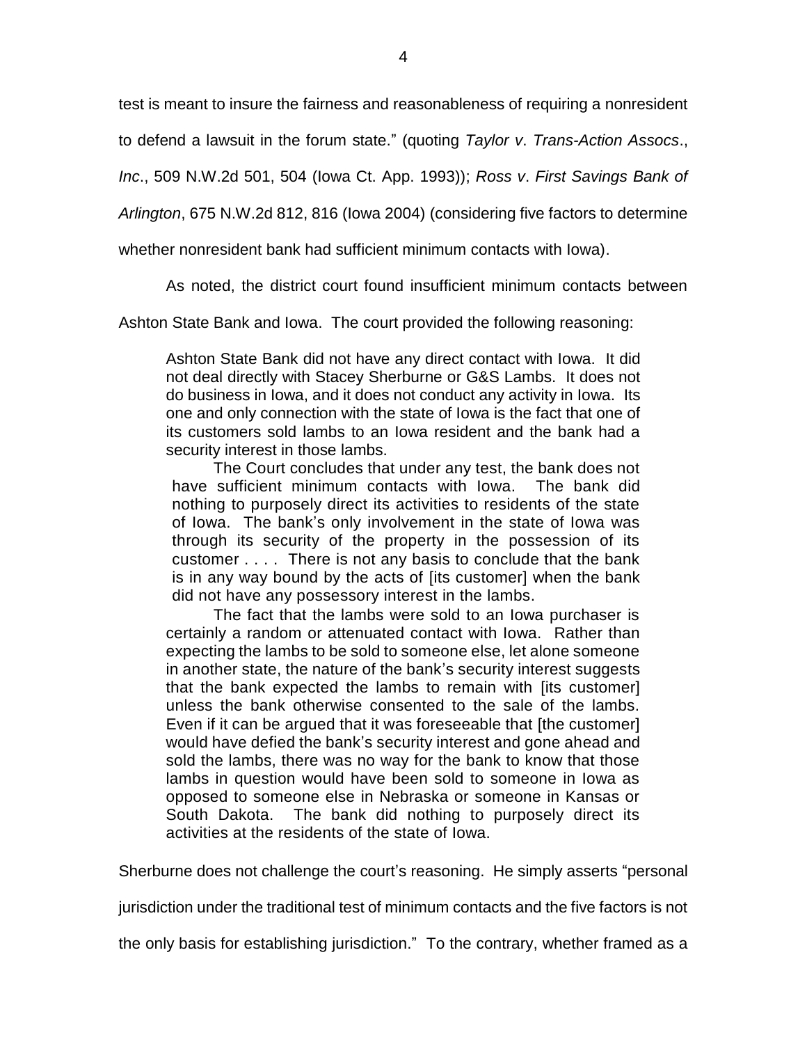test is meant to insure the fairness and reasonableness of requiring a nonresident to defend a lawsuit in the forum state." (quoting *Taylor v. Trans-Action Assocs., Inc.*, 509 N.W.2d 501, 504 (Iowa Ct. App. 1993)); *Ross v. First Savings Bank of Arlington*, 675 N.W.2d 812, 816 (Iowa 2004) (considering five factors to determine whether nonresident bank had sufficient minimum contacts with Iowa).

As noted, the district court found insufficient minimum contacts between Ashton State Bank and Iowa. The court provided the following reasoning:

> Ashton State Bank did not have any direct contact with Iowa. It did not deal directly with Stacey Sherburne or G&S Lambs. It does not do business in Iowa, and it does not conduct any activity in Iowa. Its one and only connection with the state of Iowa is the fact that one of its customers sold lambs to an Iowa resident and the bank had a security interest in those lambs.
>
> The Court concludes that under any test, the bank does not have sufficient minimum contacts with Iowa. The bank did nothing to purposely direct its activities to residents of the state of Iowa. The bank's only involvement in the state of Iowa was through its security of the property in the possession of its customer . . . . There is not any basis to conclude that the bank is in any way bound by the acts of [its customer] when the bank did not have any possessory interest in the lambs.
>
> The fact that the lambs were sold to an Iowa purchaser is certainly a random or attenuated contact with Iowa. Rather than expecting the lambs to be sold to someone else, let alone someone in another state, the nature of the bank's security interest suggests that the bank expected the lambs to remain with [its customer] unless the bank otherwise consented to the sale of the lambs. Even if it can be argued that it was foreseeable that [the customer] would have defied the bank's security interest and gone ahead and sold the lambs, there was no way for the bank to know that those lambs in question would have been sold to someone in Iowa as opposed to someone else in Nebraska or someone in Kansas or South Dakota. The bank did nothing to purposely direct its activities at the residents of the state of Iowa.

Sherburne does not challenge the court's reasoning. He simply asserts "personal jurisdiction under the traditional test of minimum contacts and the five factors is not the only basis for establishing jurisdiction." To the contrary, whether framed as a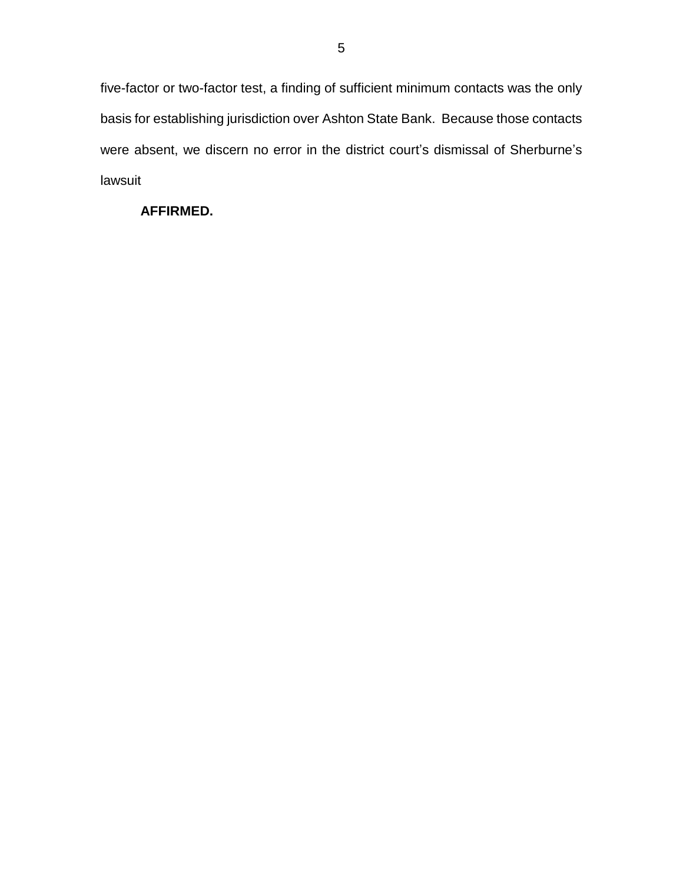five-factor or two-factor test, a finding of sufficient minimum contacts was the only basis for establishing jurisdiction over Ashton State Bank. Because those contacts were absent, we discern no error in the district court's dismissal of Sherburne's lawsuit

**AFFIRMED.**